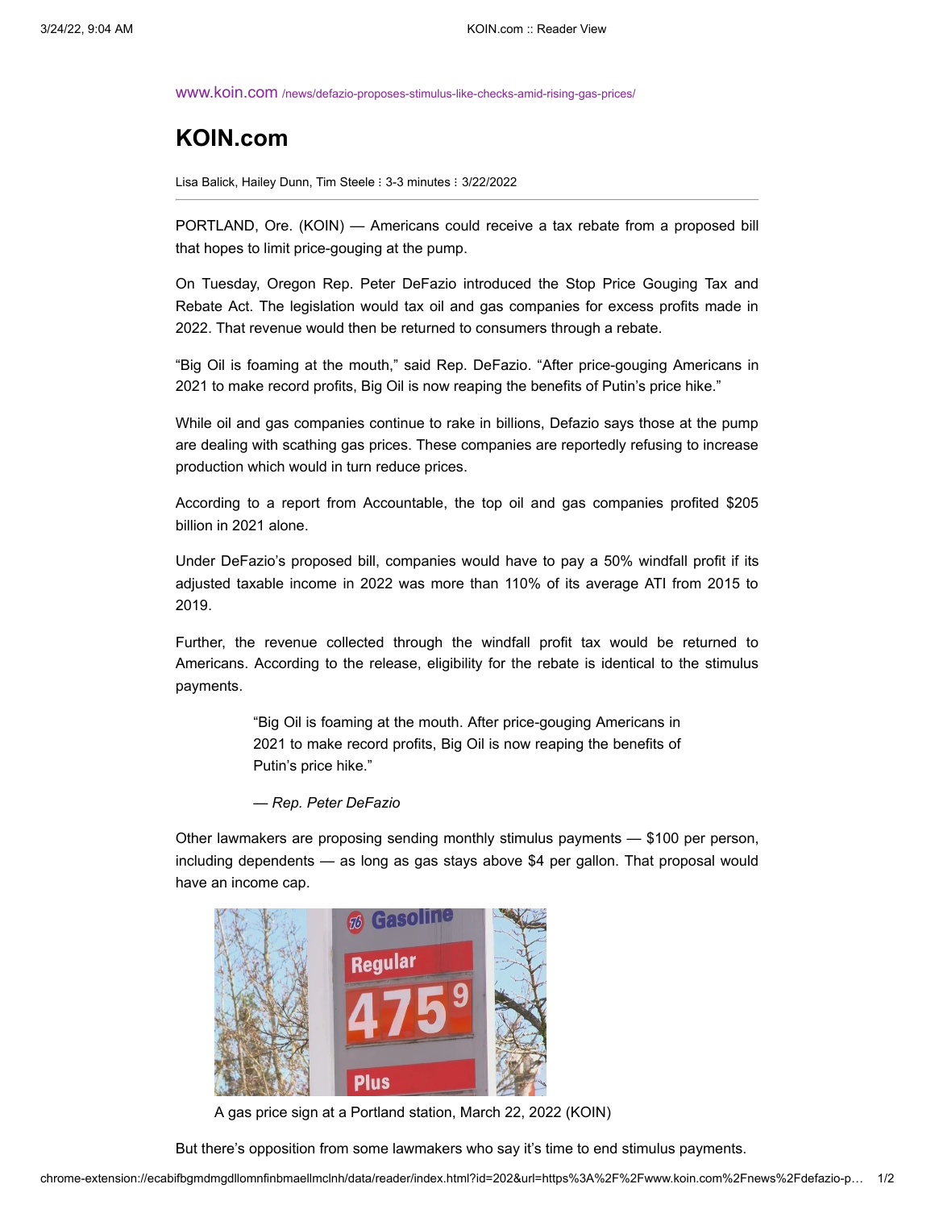www.koin.com /news/defazio-proposes-stimulus-like-checks-amid-rising-gas-prices/

# KOIN.com

Lisa Balick, Hailey Dunn, Tim Steele ⁝ 3-3 minutes ⁝ 3/22/2022

---

PORTLAND, Ore. (KOIN) — Americans could receive a tax rebate from a proposed bill that hopes to limit price-gouging at the pump.

On Tuesday, Oregon Rep. Peter DeFazio introduced the Stop Price Gouging Tax and Rebate Act. The legislation would tax oil and gas companies for excess profits made in 2022. That revenue would then be returned to consumers through a rebate.

"Big Oil is foaming at the mouth," said Rep. DeFazio. "After price-gouging Americans in 2021 to make record profits, Big Oil is now reaping the benefits of Putin's price hike."

While oil and gas companies continue to rake in billions, Defazio says those at the pump are dealing with scathing gas prices. These companies are reportedly refusing to increase production which would in turn reduce prices.

According to a report from Accountable, the top oil and gas companies profited $205 billion in 2021 alone.

Under DeFazio's proposed bill, companies would have to pay a 50% windfall profit if its adjusted taxable income in 2022 was more than 110% of its average ATI from 2015 to 2019.

Further, the revenue collected through the windfall profit tax would be returned to Americans. According to the release, eligibility for the rebate is identical to the stimulus payments.

> "Big Oil is foaming at the mouth. After price-gouging Americans in 2021 to make record profits, Big Oil is now reaping the benefits of Putin's price hike."
>
> — *Rep. Peter DeFazio*

Other lawmakers are proposing sending monthly stimulus payments — $100 per person, including dependents — as long as gas stays above $4 per gallon. That proposal would have an income cap.

A gas price sign at a Portland station, March 22, 2022 (KOIN)

But there's opposition from some lawmakers who say it's time to end stimulus payments.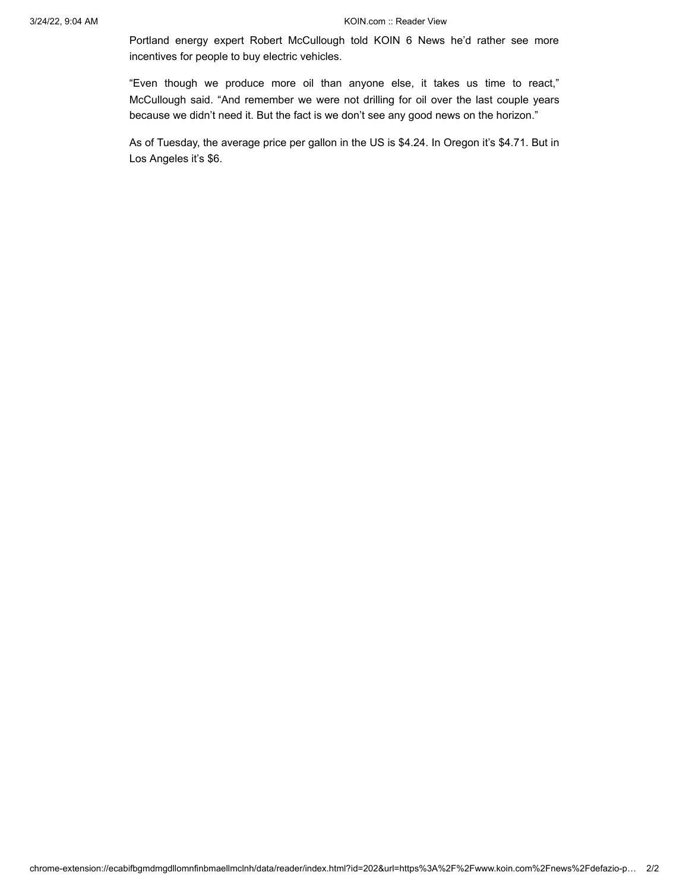Portland energy expert Robert McCullough told KOIN 6 News he'd rather see more incentives for people to buy electric vehicles.

"Even though we produce more oil than anyone else, it takes us time to react," McCullough said. "And remember we were not drilling for oil over the last couple years because we didn't need it. But the fact is we don't see any good news on the horizon."

As of Tuesday, the average price per gallon in the US is $4.24. In Oregon it's $4.71. But in Los Angeles it's $6.